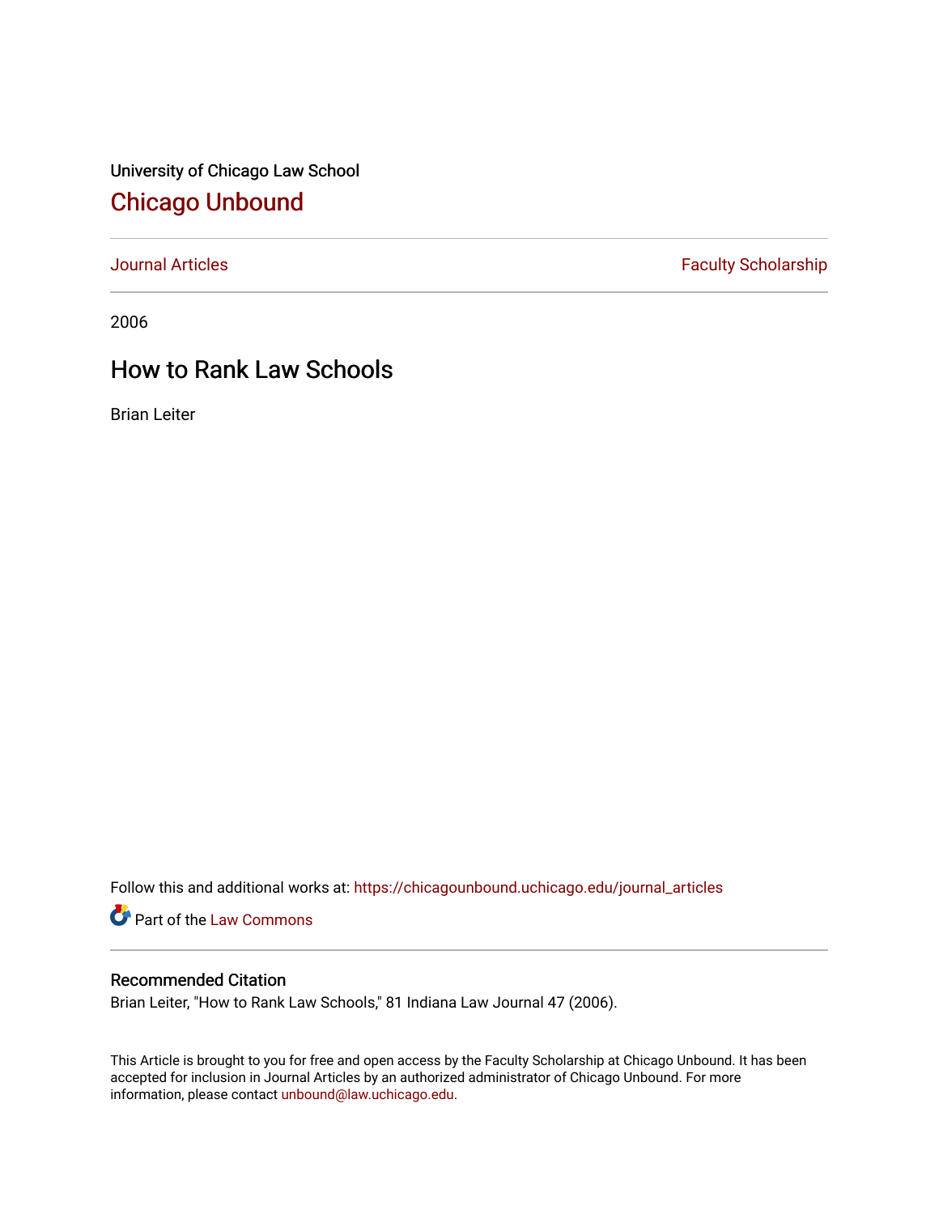University of Chicago Law School

# Chicago Unbound

Journal Articles | Faculty Scholarship

2006

## How to Rank Law Schools

Brian Leiter

Follow this and additional works at: https://chicagounbound.uchicago.edu/journal_articles

Part of the Law Commons

### Recommended Citation

Brian Leiter, "How to Rank Law Schools," 81 Indiana Law Journal 47 (2006).

This Article is brought to you for free and open access by the Faculty Scholarship at Chicago Unbound. It has been accepted for inclusion in Journal Articles by an authorized administrator of Chicago Unbound. For more information, please contact unbound@law.uchicago.edu.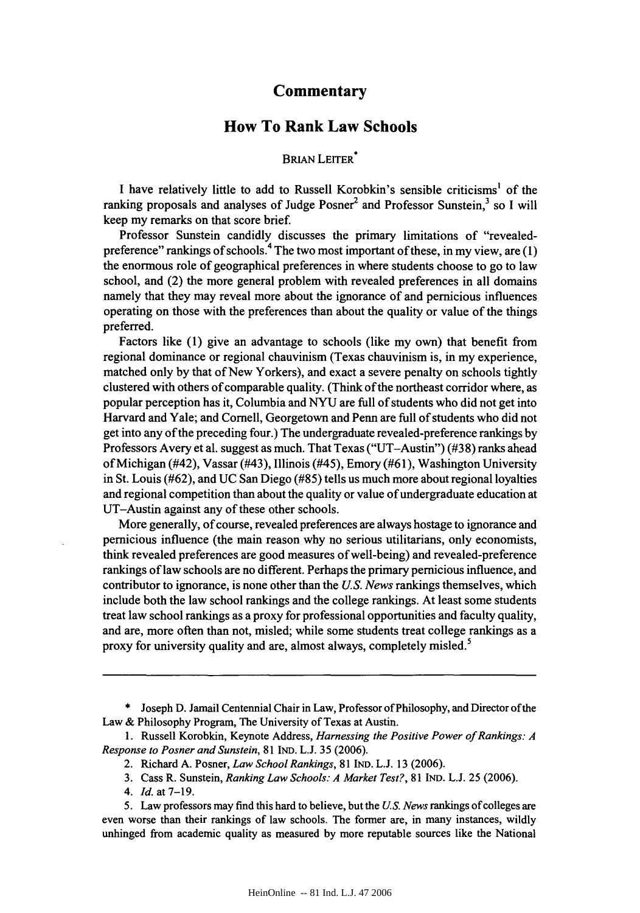## Commentary

# How To Rank Law Schools

BRIAN LEITER*

I have relatively little to add to Russell Korobkin's sensible criticisms[1] of the ranking proposals and analyses of Judge Posner[2] and Professor Sunstein,[3] so I will keep my remarks on that score brief.

Professor Sunstein candidly discusses the primary limitations of "revealed-preference" rankings of schools.[4] The two most important of these, in my view, are (1) the enormous role of geographical preferences in where students choose to go to law school, and (2) the more general problem with revealed preferences in all domains namely that they may reveal more about the ignorance of and pernicious influences operating on those with the preferences than about the quality or value of the things preferred.

Factors like (1) give an advantage to schools (like my own) that benefit from regional dominance or regional chauvinism (Texas chauvinism is, in my experience, matched only by that of New Yorkers), and exact a severe penalty on schools tightly clustered with others of comparable quality. (Think of the northeast corridor where, as popular perception has it, Columbia and NYU are full of students who did not get into Harvard and Yale; and Cornell, Georgetown and Penn are full of students who did not get into any of the preceding four.) The undergraduate revealed-preference rankings by Professors Avery et al. suggest as much. That Texas ("UT–Austin") (#38) ranks ahead of Michigan (#42), Vassar (#43), Illinois (#45), Emory (#61), Washington University in St. Louis (#62), and UC San Diego (#85) tells us much more about regional loyalties and regional competition than about the quality or value of undergraduate education at UT–Austin against any of these other schools.

More generally, of course, revealed preferences are always hostage to ignorance and pernicious influence (the main reason why no serious utilitarians, only economists, think revealed preferences are good measures of well-being) and revealed-preference rankings of law schools are no different. Perhaps the primary pernicious influence, and contributor to ignorance, is none other than the *U.S. News* rankings themselves, which include both the law school rankings and the college rankings. At least some students treat law school rankings as a proxy for professional opportunities and faculty quality, and are, more often than not, misled; while some students treat college rankings as a proxy for university quality and are, almost always, completely misled.[5]

---

\* Joseph D. Jamail Centennial Chair in Law, Professor of Philosophy, and Director of the Law & Philosophy Program, The University of Texas at Austin.

1. Russell Korobkin, Keynote Address, *Harnessing the Positive Power of Rankings: A Response to Posner and Sunstein*, 81 IND. L.J. 35 (2006).

2. Richard A. Posner, *Law School Rankings*, 81 IND. L.J. 13 (2006).

3. Cass R. Sunstein, *Ranking Law Schools: A Market Test?*, 81 IND. L.J. 25 (2006).

4. *Id.* at 7–19.

5. Law professors may find this hard to believe, but the *U.S. News* rankings of colleges are even worse than their rankings of law schools. The former are, in many instances, wildly unhinged from academic quality as measured by more reputable sources like the National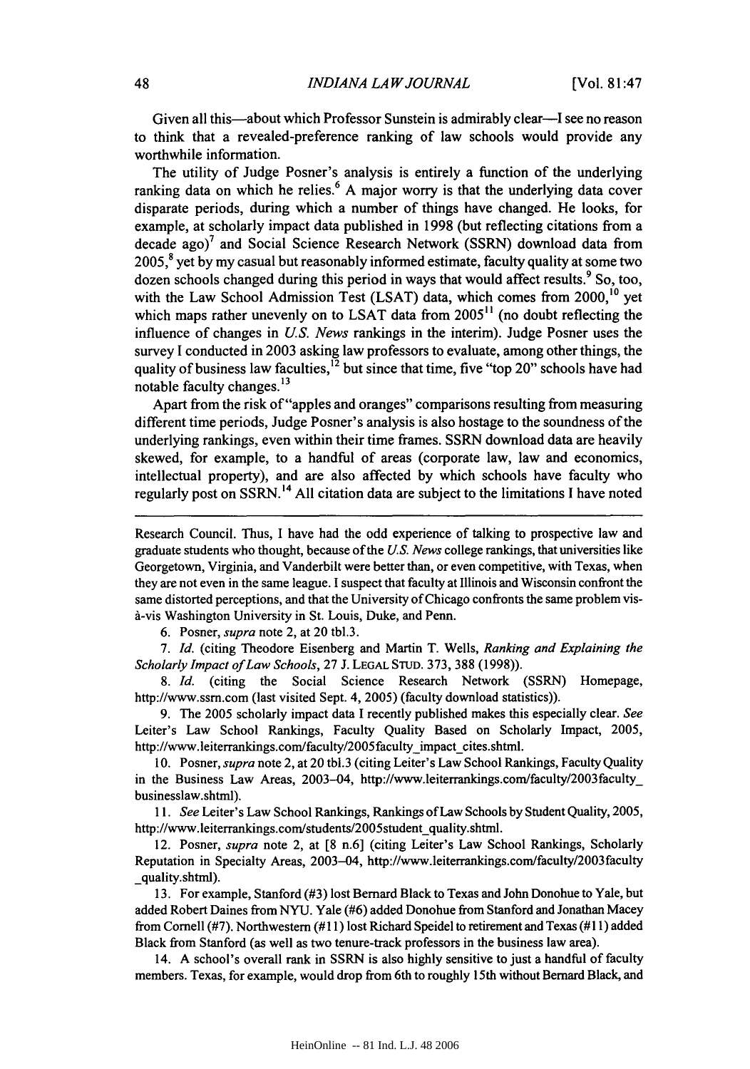Given all this—about which Professor Sunstein is admirably clear—I see no reason to think that a revealed-preference ranking of law schools would provide any worthwhile information.

The utility of Judge Posner's analysis is entirely a function of the underlying ranking data on which he relies.[6] A major worry is that the underlying data cover disparate periods, during which a number of things have changed. He looks, for example, at scholarly impact data published in 1998 (but reflecting citations from a decade ago)[7] and Social Science Research Network (SSRN) download data from 2005,[8] yet by my casual but reasonably informed estimate, faculty quality at some two dozen schools changed during this period in ways that would affect results.[9] So, too, with the Law School Admission Test (LSAT) data, which comes from 2000,[10] yet which maps rather unevenly on to LSAT data from 2005[11] (no doubt reflecting the influence of changes in *U.S. News* rankings in the interim). Judge Posner uses the survey I conducted in 2003 asking law professors to evaluate, among other things, the quality of business law faculties,[12] but since that time, five "top 20" schools have had notable faculty changes.[13]

Apart from the risk of "apples and oranges" comparisons resulting from measuring different time periods, Judge Posner's analysis is also hostage to the soundness of the underlying rankings, even within their time frames. SSRN download data are heavily skewed, for example, to a handful of areas (corporate law, law and economics, intellectual property), and are also affected by which schools have faculty who regularly post on SSRN.[14] All citation data are subject to the limitations I have noted

---

Research Council. Thus, I have had the odd experience of talking to prospective law and graduate students who thought, because of the *U.S. News* college rankings, that universities like Georgetown, Virginia, and Vanderbilt were better than, or even competitive, with Texas, when they are not even in the same league. I suspect that faculty at Illinois and Wisconsin confront the same distorted perceptions, and that the University of Chicago confronts the same problem vis-à-vis Washington University in St. Louis, Duke, and Penn.

6. Posner, *supra* note 2, at 20 tbl.3.

7. *Id.* (citing Theodore Eisenberg and Martin T. Wells, *Ranking and Explaining the Scholarly Impact of Law Schools*, 27 J. LEGAL STUD. 373, 388 (1998)).

8. *Id.* (citing the Social Science Research Network (SSRN) Homepage, http://www.ssrn.com (last visited Sept. 4, 2005) (faculty download statistics)).

9. The 2005 scholarly impact data I recently published makes this especially clear. *See* Leiter's Law School Rankings, Faculty Quality Based on Scholarly Impact, 2005, http://www.leiterrankings.com/faculty/2005faculty_impact_cites.shtml.

10. Posner, *supra* note 2, at 20 tbl.3 (citing Leiter's Law School Rankings, Faculty Quality in the Business Law Areas, 2003–04, http://www.leiterrankings.com/faculty/2003faculty_businesslaw.shtml).

11. *See* Leiter's Law School Rankings, Rankings of Law Schools by Student Quality, 2005, http://www.leiterrankings.com/students/2005student_quality.shtml.

12. Posner, *supra* note 2, at [8 n.6] (citing Leiter's Law School Rankings, Scholarly Reputation in Specialty Areas, 2003–04, http://www.leiterrankings.com/faculty/2003faculty_quality.shtml).

13. For example, Stanford (#3) lost Bernard Black to Texas and John Donohue to Yale, but added Robert Daines from NYU. Yale (#6) added Donohue from Stanford and Jonathan Macey from Cornell (#7). Northwestern (#11) lost Richard Speidel to retirement and Texas (#11) added Black from Stanford (as well as two tenure-track professors in the business law area).

14. A school's overall rank in SSRN is also highly sensitive to just a handful of faculty members. Texas, for example, would drop from 6th to roughly 15th without Bernard Black, and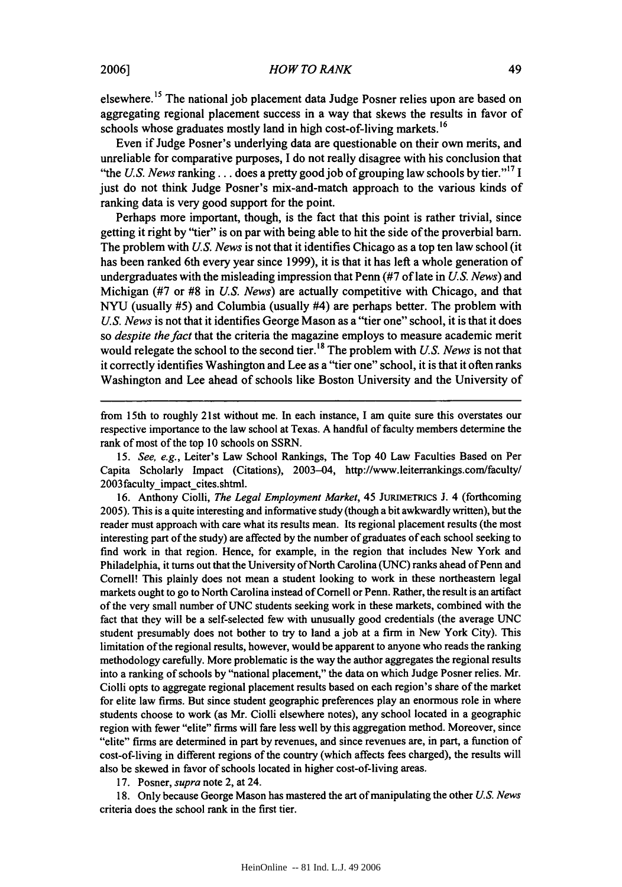elsewhere.[15] The national job placement data Judge Posner relies upon are based on aggregating regional placement success in a way that skews the results in favor of schools whose graduates mostly land in high cost-of-living markets.[16]

Even if Judge Posner's underlying data are questionable on their own merits, and unreliable for comparative purposes, I do not really disagree with his conclusion that "the *U.S. News* ranking . . . does a pretty good job of grouping law schools by tier."[17] I just do not think Judge Posner's mix-and-match approach to the various kinds of ranking data is very good support for the point.

Perhaps more important, though, is the fact that this point is rather trivial, since getting it right by "tier" is on par with being able to hit the side of the proverbial barn. The problem with *U.S. News* is not that it identifies Chicago as a top ten law school (it has been ranked 6th every year since 1999), it is that it has left a whole generation of undergraduates with the misleading impression that Penn (#7 of late in *U.S. News*) and Michigan (#7 or #8 in *U.S. News*) are actually competitive with Chicago, and that NYU (usually #5) and Columbia (usually #4) are perhaps better. The problem with *U.S. News* is not that it identifies George Mason as a "tier one" school, it is that it does so *despite the fact* that the criteria the magazine employs to measure academic merit would relegate the school to the second tier.[18] The problem with *U.S. News* is not that it correctly identifies Washington and Lee as a "tier one" school, it is that it often ranks Washington and Lee ahead of schools like Boston University and the University of

---

from 15th to roughly 21st without me. In each instance, I am quite sure this overstates our respective importance to the law school at Texas. A handful of faculty members determine the rank of most of the top 10 schools on SSRN.

15. *See, e.g.*, Leiter's Law School Rankings, The Top 40 Law Faculties Based on Per Capita Scholarly Impact (Citations), 2003–04, http://www.leiterrankings.com/faculty/2003faculty_impact_cites.shtml.

16. Anthony Ciolli, *The Legal Employment Market*, 45 JURIMETRICS J. 4 (forthcoming 2005). This is a quite interesting and informative study (though a bit awkwardly written), but the reader must approach with care what its results mean. Its regional placement results (the most interesting part of the study) are affected by the number of graduates of each school seeking to find work in that region. Hence, for example, in the region that includes New York and Philadelphia, it turns out that the University of North Carolina (UNC) ranks ahead of Penn and Cornell! This plainly does not mean a student looking to work in these northeastern legal markets ought to go to North Carolina instead of Cornell or Penn. Rather, the result is an artifact of the very small number of UNC students seeking work in these markets, combined with the fact that they will be a self-selected few with unusually good credentials (the average UNC student presumably does not bother to try to land a job at a firm in New York City). This limitation of the regional results, however, would be apparent to anyone who reads the ranking methodology carefully. More problematic is the way the author aggregates the regional results into a ranking of schools by "national placement," the data on which Judge Posner relies. Mr. Ciolli opts to aggregate regional placement results based on each region's share of the market for elite law firms. But since student geographic preferences play an enormous role in where students choose to work (as Mr. Ciolli elsewhere notes), any school located in a geographic region with fewer "elite" firms will fare less well by this aggregation method. Moreover, since "elite" firms are determined in part by revenues, and since revenues are, in part, a function of cost-of-living in different regions of the country (which affects fees charged), the results will also be skewed in favor of schools located in higher cost-of-living areas.

17. Posner, *supra* note 2, at 24.

18. Only because George Mason has mastered the art of manipulating the other *U.S. News* criteria does the school rank in the first tier.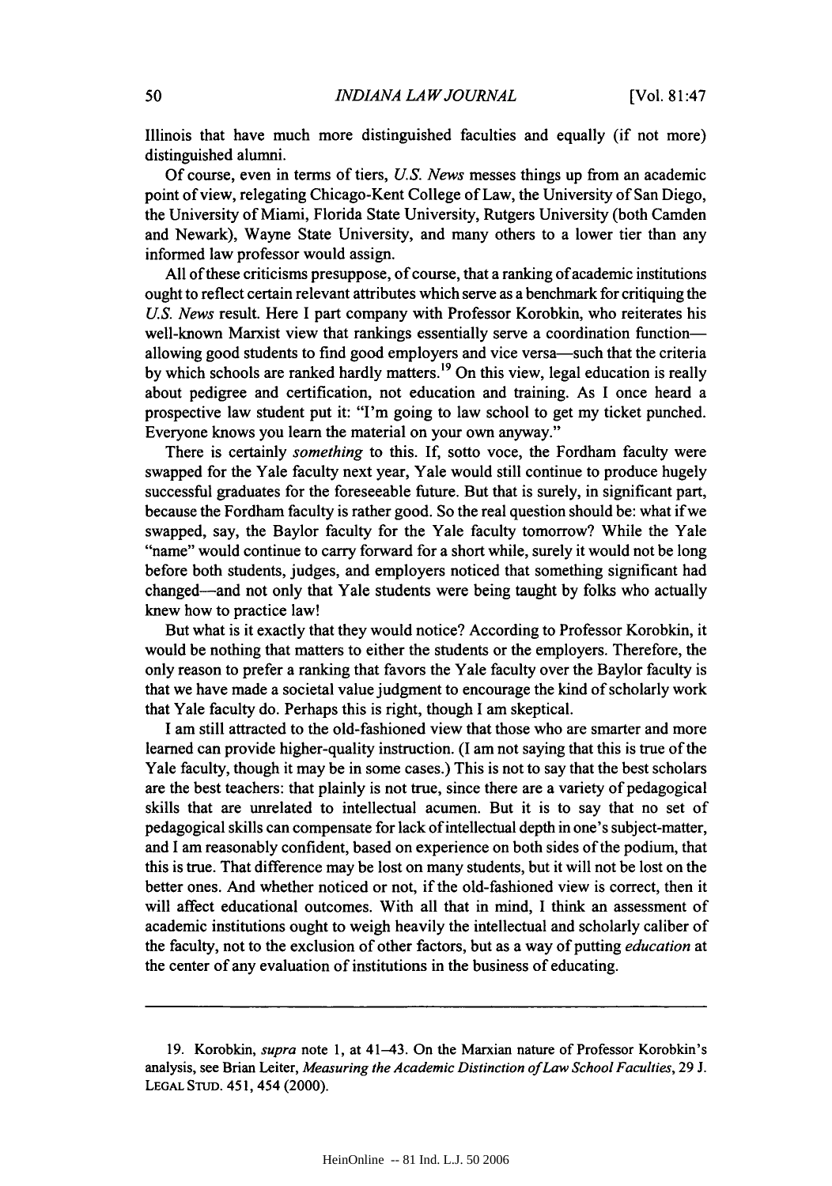Illinois that have much more distinguished faculties and equally (if not more) distinguished alumni.

Of course, even in terms of tiers, *U.S. News* messes things up from an academic point of view, relegating Chicago-Kent College of Law, the University of San Diego, the University of Miami, Florida State University, Rutgers University (both Camden and Newark), Wayne State University, and many others to a lower tier than any informed law professor would assign.

All of these criticisms presuppose, of course, that a ranking of academic institutions ought to reflect certain relevant attributes which serve as a benchmark for critiquing the *U.S. News* result. Here I part company with Professor Korobkin, who reiterates his well-known Marxist view that rankings essentially serve a coordination function—allowing good students to find good employers and vice versa—such that the criteria by which schools are ranked hardly matters.[19] On this view, legal education is really about pedigree and certification, not education and training. As I once heard a prospective law student put it: "I'm going to law school to get my ticket punched. Everyone knows you learn the material on your own anyway."

There is certainly *something* to this. If, sotto voce, the Fordham faculty were swapped for the Yale faculty next year, Yale would still continue to produce hugely successful graduates for the foreseeable future. But that is surely, in significant part, because the Fordham faculty is rather good. So the real question should be: what if we swapped, say, the Baylor faculty for the Yale faculty tomorrow? While the Yale "name" would continue to carry forward for a short while, surely it would not be long before both students, judges, and employers noticed that something significant had changed—and not only that Yale students were being taught by folks who actually knew how to practice law!

But what is it exactly that they would notice? According to Professor Korobkin, it would be nothing that matters to either the students or the employers. Therefore, the only reason to prefer a ranking that favors the Yale faculty over the Baylor faculty is that we have made a societal value judgment to encourage the kind of scholarly work that Yale faculty do. Perhaps this is right, though I am skeptical.

I am still attracted to the old-fashioned view that those who are smarter and more learned can provide higher-quality instruction. (I am not saying that this is true of the Yale faculty, though it may be in some cases.) This is not to say that the best scholars are the best teachers: that plainly is not true, since there are a variety of pedagogical skills that are unrelated to intellectual acumen. But it is to say that no set of pedagogical skills can compensate for lack of intellectual depth in one's subject-matter, and I am reasonably confident, based on experience on both sides of the podium, that this is true. That difference may be lost on many students, but it will not be lost on the better ones. And whether noticed or not, if the old-fashioned view is correct, then it will affect educational outcomes. With all that in mind, I think an assessment of academic institutions ought to weigh heavily the intellectual and scholarly caliber of the faculty, not to the exclusion of other factors, but as a way of putting *education* at the center of any evaluation of institutions in the business of educating.

---

19. Korobkin, *supra* note 1, at 41–43. On the Marxian nature of Professor Korobkin's analysis, see Brian Leiter, *Measuring the Academic Distinction of Law School Faculties*, 29 J. LEGAL STUD. 451, 454 (2000).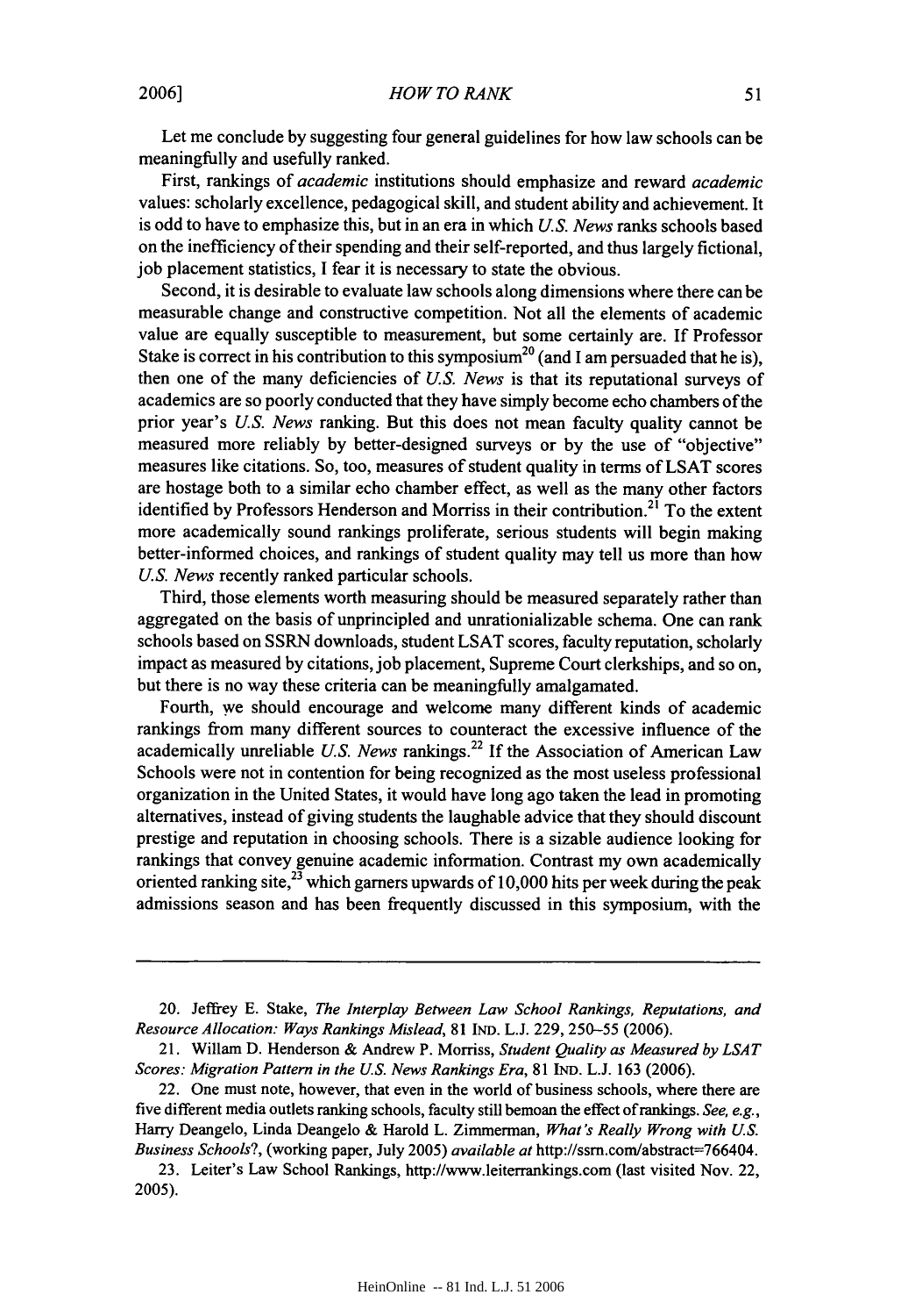Let me conclude by suggesting four general guidelines for how law schools can be meaningfully and usefully ranked.

First, rankings of *academic* institutions should emphasize and reward *academic* values: scholarly excellence, pedagogical skill, and student ability and achievement. It is odd to have to emphasize this, but in an era in which *U.S. News* ranks schools based on the inefficiency of their spending and their self-reported, and thus largely fictional, job placement statistics, I fear it is necessary to state the obvious.

Second, it is desirable to evaluate law schools along dimensions where there can be measurable change and constructive competition. Not all the elements of academic value are equally susceptible to measurement, but some certainly are. If Professor Stake is correct in his contribution to this symposium[20] (and I am persuaded that he is), then one of the many deficiencies of *U.S. News* is that its reputational surveys of academics are so poorly conducted that they have simply become echo chambers of the prior year's *U.S. News* ranking. But this does not mean faculty quality cannot be measured more reliably by better-designed surveys or by the use of "objective" measures like citations. So, too, measures of student quality in terms of LSAT scores are hostage both to a similar echo chamber effect, as well as the many other factors identified by Professors Henderson and Morriss in their contribution.[21] To the extent more academically sound rankings proliferate, serious students will begin making better-informed choices, and rankings of student quality may tell us more than how *U.S. News* recently ranked particular schools.

Third, those elements worth measuring should be measured separately rather than aggregated on the basis of unprincipled and unrationalizable schema. One can rank schools based on SSRN downloads, student LSAT scores, faculty reputation, scholarly impact as measured by citations, job placement, Supreme Court clerkships, and so on, but there is no way these criteria can be meaningfully amalgamated.

Fourth, we should encourage and welcome many different kinds of academic rankings from many different sources to counteract the excessive influence of the academically unreliable *U.S. News* rankings.[22] If the Association of American Law Schools were not in contention for being recognized as the most useless professional organization in the United States, it would have long ago taken the lead in promoting alternatives, instead of giving students the laughable advice that they should discount prestige and reputation in choosing schools. There is a sizable audience looking for rankings that convey genuine academic information. Contrast my own academically oriented ranking site,[23] which garners upwards of 10,000 hits per week during the peak admissions season and has been frequently discussed in this symposium, with the

---

20. Jeffrey E. Stake, *The Interplay Between Law School Rankings, Reputations, and Resource Allocation: Ways Rankings Mislead*, 81 IND. L.J. 229, 250–55 (2006).

21. Willam D. Henderson & Andrew P. Morriss, *Student Quality as Measured by LSAT Scores: Migration Pattern in the U.S. News Rankings Era*, 81 IND. L.J. 163 (2006).

22. One must note, however, that even in the world of business schools, where there are five different media outlets ranking schools, faculty still bemoan the effect of rankings. *See, e.g.*, Harry Deangelo, Linda Deangelo & Harold L. Zimmerman, *What's Really Wrong with U.S. Business Schools?*, (working paper, July 2005) *available at* http://ssrn.com/abstract=766404.

23. Leiter's Law School Rankings, http://www.leiterrankings.com (last visited Nov. 22, 2005).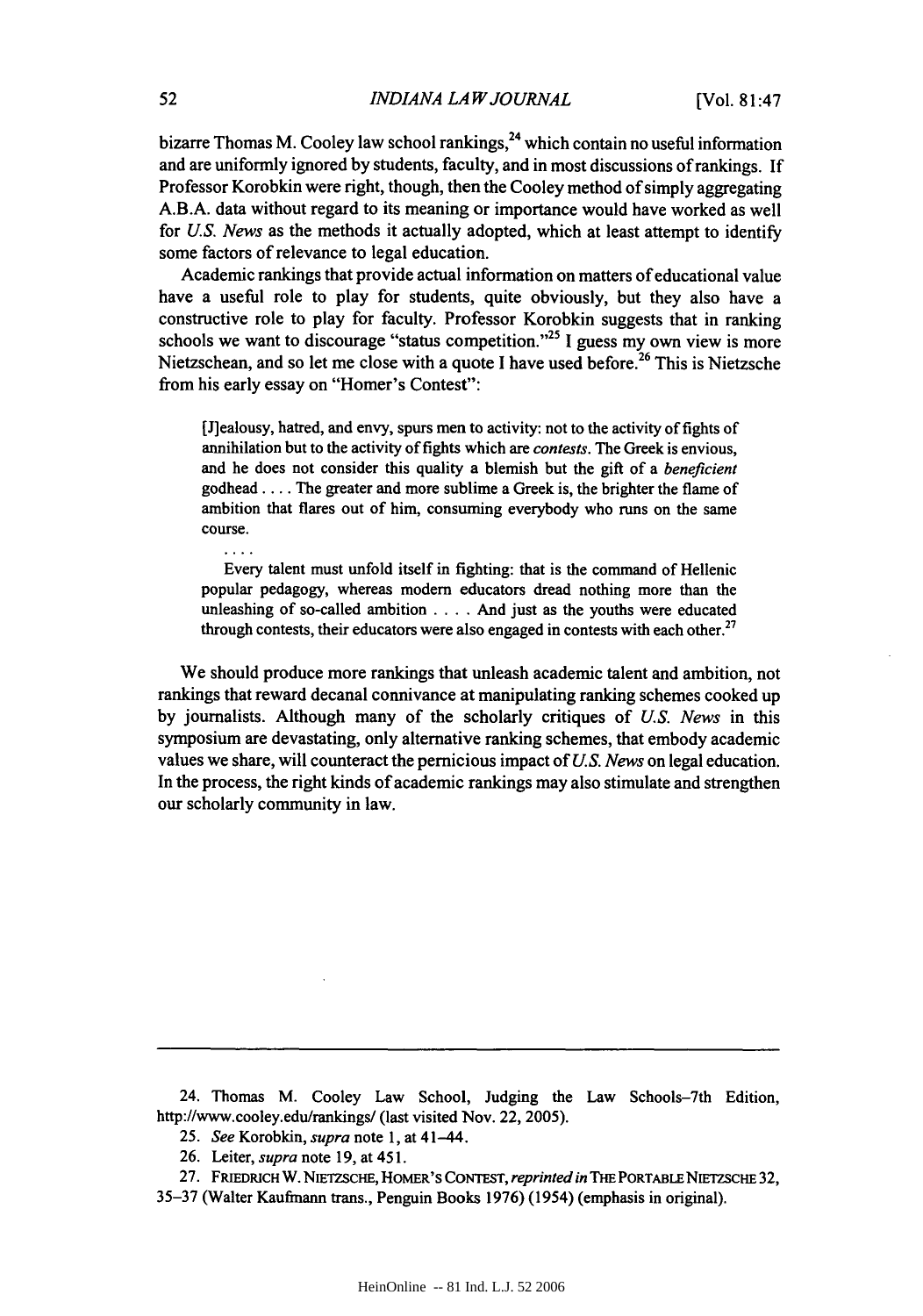bizarre Thomas M. Cooley law school rankings,[24] which contain no useful information and are uniformly ignored by students, faculty, and in most discussions of rankings. If Professor Korobkin were right, though, then the Cooley method of simply aggregating A.B.A. data without regard to its meaning or importance would have worked as well for *U.S. News* as the methods it actually adopted, which at least attempt to identify some factors of relevance to legal education.

Academic rankings that provide actual information on matters of educational value have a useful role to play for students, quite obviously, but they also have a constructive role to play for faculty. Professor Korobkin suggests that in ranking schools we want to discourage "status competition."[25] I guess my own view is more Nietzschean, and so let me close with a quote I have used before.[26] This is Nietzsche from his early essay on "Homer's Contest":

> [J]ealousy, hatred, and envy, spurs men to activity: not to the activity of fights of annihilation but to the activity of fights which are *contests*. The Greek is envious, and he does not consider this quality a blemish but the gift of a *beneficient* godhead . . . . The greater and more sublime a Greek is, the brighter the flame of ambition that flares out of him, consuming everybody who runs on the same course.
>
> . . . .
>
> Every talent must unfold itself in fighting: that is the command of Hellenic popular pedagogy, whereas modern educators dread nothing more than the unleashing of so-called ambition . . . . And just as the youths were educated through contests, their educators were also engaged in contests with each other.[27]

We should produce more rankings that unleash academic talent and ambition, not rankings that reward decanal connivance at manipulating ranking schemes cooked up by journalists. Although many of the scholarly critiques of *U.S. News* in this symposium are devastating, only alternative ranking schemes, that embody academic values we share, will counteract the pernicious impact of *U.S. News* on legal education. In the process, the right kinds of academic rankings may also stimulate and strengthen our scholarly community in law.

---

24. Thomas M. Cooley Law School, Judging the Law Schools–7th Edition, http://www.cooley.edu/rankings/ (last visited Nov. 22, 2005).

25. *See* Korobkin, *supra* note 1, at 41–44.

26. Leiter, *supra* note 19, at 451.

27. FRIEDRICH W. NIETZSCHE, HOMER'S CONTEST, *reprinted in* THE PORTABLE NIETZSCHE 32, 35–37 (Walter Kaufmann trans., Penguin Books 1976) (1954) (emphasis in original).